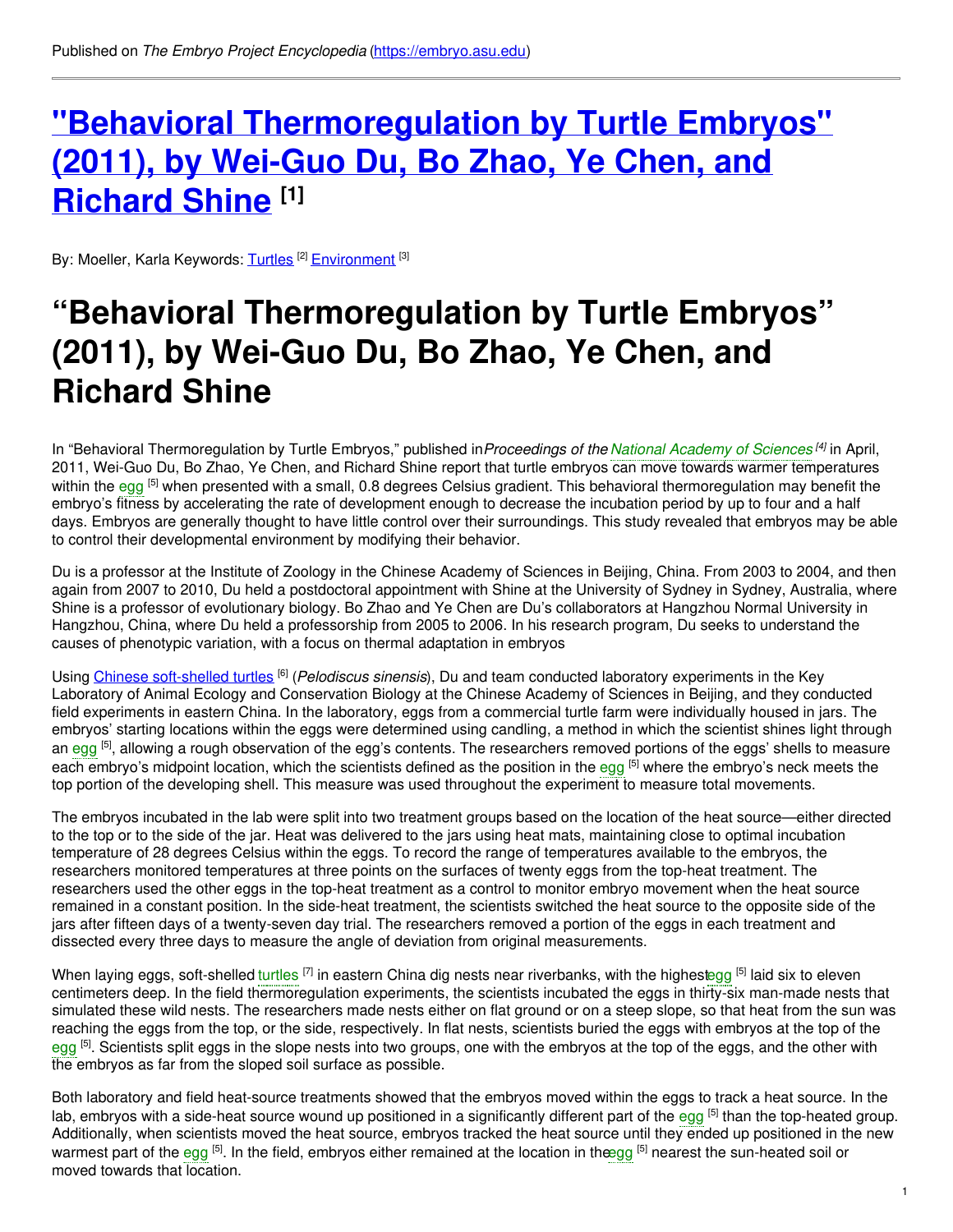Published on *The Embryo Project Encyclopedia* (https://embryo.asu.edu)

# "Behavioral Thermoregulation by Turtle Embryos" (2011), by Wei-Guo Du, Bo Zhao, Ye Chen, and Richard Shine [1]

By: Moeller, Karla Keywords: Turtles [2] Environment [3]

# "Behavioral Thermoregulation by Turtle Embryos" (2011), by Wei-Guo Du, Bo Zhao, Ye Chen, and Richard Shine

In "Behavioral Thermoregulation by Turtle Embryos," published in *Proceedings of the National Academy of Sciences* [4] in April, 2011, Wei-Guo Du, Bo Zhao, Ye Chen, and Richard Shine report that turtle embryos can move towards warmer temperatures within the egg [5] when presented with a small, 0.8 degrees Celsius gradient. This behavioral thermoregulation may benefit the embryo's fitness by accelerating the rate of development enough to decrease the incubation period by up to four and a half days. Embryos are generally thought to have little control over their surroundings. This study revealed that embryos may be able to control their developmental environment by modifying their behavior.

Du is a professor at the Institute of Zoology in the Chinese Academy of Sciences in Beijing, China. From 2003 to 2004, and then again from 2007 to 2010, Du held a postdoctoral appointment with Shine at the University of Sydney in Sydney, Australia, where Shine is a professor of evolutionary biology. Bo Zhao and Ye Chen are Du's collaborators at Hangzhou Normal University in Hangzhou, China, where Du held a professorship from 2005 to 2006. In his research program, Du seeks to understand the causes of phenotypic variation, with a focus on thermal adaptation in embryos

Using Chinese soft-shelled turtles [6] (*Pelodiscus sinensis*), Du and team conducted laboratory experiments in the Key Laboratory of Animal Ecology and Conservation Biology at the Chinese Academy of Sciences in Beijing, and they conducted field experiments in eastern China. In the laboratory, eggs from a commercial turtle farm were individually housed in jars. The embryos' starting locations within the eggs were determined using candling, a method in which the scientist shines light through an egg [5], allowing a rough observation of the egg's contents. The researchers removed portions of the eggs' shells to measure each embryo's midpoint location, which the scientists defined as the position in the egg [5] where the embryo's neck meets the top portion of the developing shell. This measure was used throughout the experiment to measure total movements.

The embryos incubated in the lab were split into two treatment groups based on the location of the heat source—either directed to the top or to the side of the jar. Heat was delivered to the jars using heat mats, maintaining close to optimal incubation temperature of 28 degrees Celsius within the eggs. To record the range of temperatures available to the embryos, the researchers monitored temperatures at three points on the surfaces of twenty eggs from the top-heat treatment. The researchers used the other eggs in the top-heat treatment as a control to monitor embryo movement when the heat source remained in a constant position. In the side-heat treatment, the scientists switched the heat source to the opposite side of the jars after fifteen days of a twenty-seven day trial. The researchers removed a portion of the eggs in each treatment and dissected every three days to measure the angle of deviation from original measurements.

When laying eggs, soft-shelled turtles [7] in eastern China dig nests near riverbanks, with the highest egg [5] laid six to eleven centimeters deep. In the field thermoregulation experiments, the scientists incubated the eggs in thirty-six man-made nests that simulated these wild nests. The researchers made nests either on flat ground or on a steep slope, so that heat from the sun was reaching the eggs from the top, or the side, respectively. In flat nests, scientists buried the eggs with embryos at the top of the egg [5]. Scientists split eggs in the slope nests into two groups, one with the embryos at the top of the eggs, and the other with the embryos as far from the sloped soil surface as possible.

Both laboratory and field heat-source treatments showed that the embryos moved within the eggs to track a heat source. In the lab, embryos with a side-heat source wound up positioned in a significantly different part of the egg [5] than the top-heated group. Additionally, when scientists moved the heat source, embryos tracked the heat source until they ended up positioned in the new warmest part of the egg [5]. In the field, embryos either remained at the location in the egg [5] nearest the sun-heated soil or moved towards that location.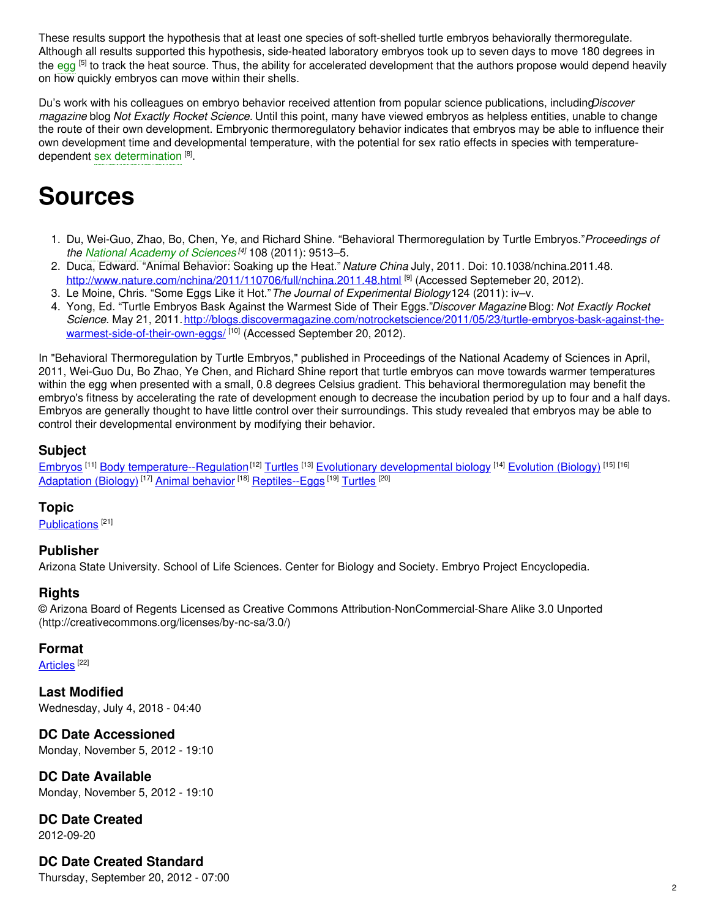These results support the hypothesis that at least one species of soft-shelled turtle embryos behaviorally thermoregulate. Although all results supported this hypothesis, side-heated laboratory embryos took up to seven days to move 180 degrees in the egg [5] to track the heat source. Thus, the ability for accelerated development that the authors propose would depend heavily on how quickly embryos can move within their shells.

Du's work with his colleagues on embryo behavior received attention from popular science publications, including *Discover magazine* blog *Not Exactly Rocket Science*. Until this point, many have viewed embryos as helpless entities, unable to change the route of their own development. Embryonic thermoregulatory behavior indicates that embryos may be able to influence their own development time and developmental temperature, with the potential for sex ratio effects in species with temperature-dependent sex determination [8].

# Sources

1. Du, Wei-Guo, Zhao, Bo, Chen, Ye, and Richard Shine. "Behavioral Thermoregulation by Turtle Embryos." *Proceedings of the National Academy of Sciences* [4] 108 (2011): 9513–5.
2. Duca, Edward. "Animal Behavior: Soaking up the Heat." *Nature China* July, 2011. Doi: 10.1038/nchina.2011.48. http://www.nature.com/nchina/2011/110706/full/nchina.2011.48.html [9] (Accessed Septemeber 20, 2012).
3. Le Moine, Chris. "Some Eggs Like it Hot." *The Journal of Experimental Biology* 124 (2011): iv–v.
4. Yong, Ed. "Turtle Embryos Bask Against the Warmest Side of Their Eggs." *Discover Magazine* Blog: *Not Exactly Rocket Science*. May 21, 2011. http://blogs.discovermagazine.com/notrocketscience/2011/05/23/turtle-embryos-bask-against-the-warmest-side-of-their-own-eggs/ [10] (Accessed September 20, 2012).

In "Behavioral Thermoregulation by Turtle Embryos," published in Proceedings of the National Academy of Sciences in April, 2011, Wei-Guo Du, Bo Zhao, Ye Chen, and Richard Shine report that turtle embryos can move towards warmer temperatures within the egg when presented with a small, 0.8 degrees Celsius gradient. This behavioral thermoregulation may benefit the embryo's fitness by accelerating the rate of development enough to decrease the incubation period by up to four and a half days. Embryos are generally thought to have little control over their surroundings. This study revealed that embryos may be able to control their developmental environment by modifying their behavior.

### Subject

Embryos [11] Body temperature--Regulation [12] Turtles [13] Evolutionary developmental biology [14] Evolution (Biology) [15] [16] Adaptation (Biology) [17] Animal behavior [18] Reptiles--Eggs [19] Turtles [20]

### Topic

Publications [21]

### Publisher

Arizona State University. School of Life Sciences. Center for Biology and Society. Embryo Project Encyclopedia.

### Rights

© Arizona Board of Regents Licensed as Creative Commons Attribution-NonCommercial-Share Alike 3.0 Unported (http://creativecommons.org/licenses/by-nc-sa/3.0/)

### Format

Articles [22]

### Last Modified

Wednesday, July 4, 2018 - 04:40

### DC Date Accessioned

Monday, November 5, 2012 - 19:10

### DC Date Available

Monday, November 5, 2012 - 19:10

### DC Date Created

2012-09-20

### DC Date Created Standard

Thursday, September 20, 2012 - 07:00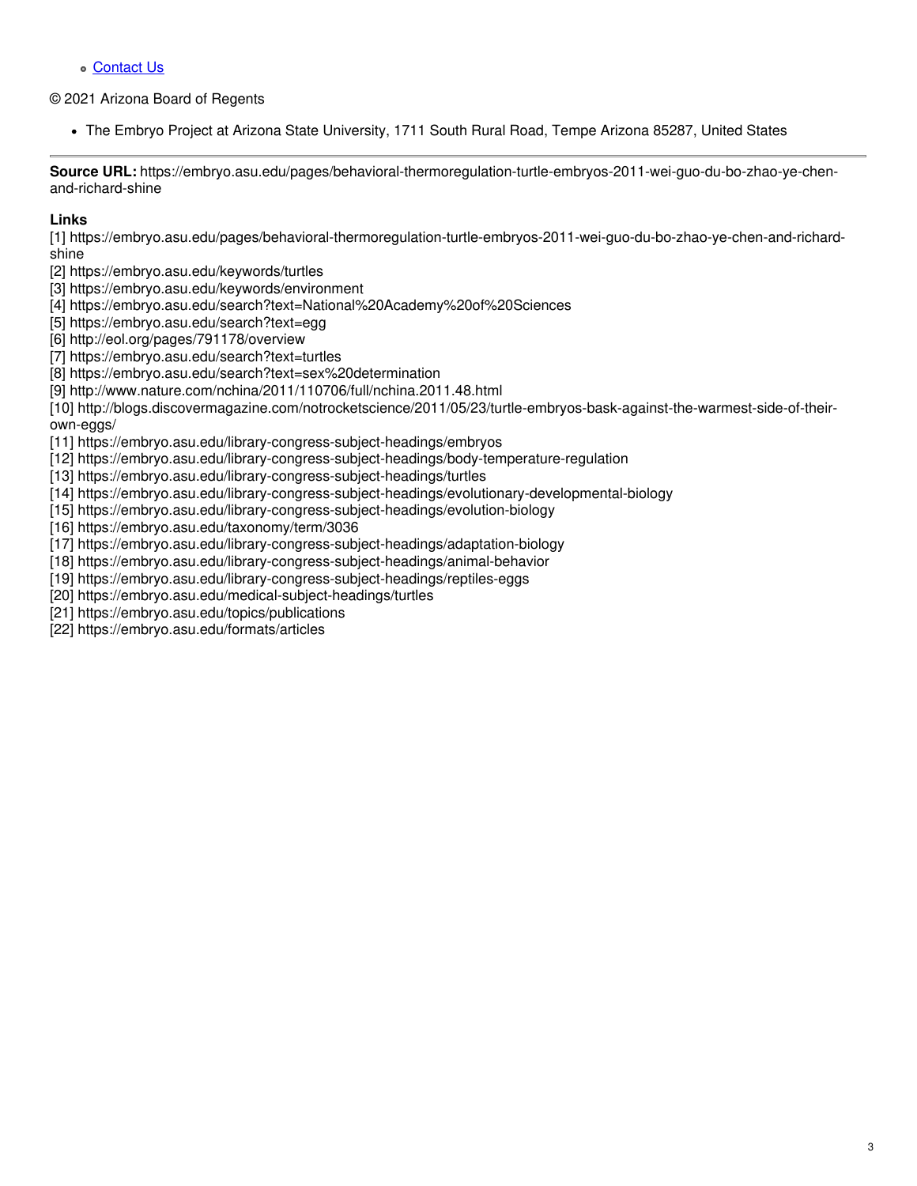- Contact Us

© 2021 Arizona Board of Regents

- The Embryo Project at Arizona State University, 1711 South Rural Road, Tempe Arizona 85287, United States

---

**Source URL:** https://embryo.asu.edu/pages/behavioral-thermoregulation-turtle-embryos-2011-wei-guo-du-bo-zhao-ye-chen-and-richard-shine

**Links**

[1] https://embryo.asu.edu/pages/behavioral-thermoregulation-turtle-embryos-2011-wei-guo-du-bo-zhao-ye-chen-and-richard-shine
[2] https://embryo.asu.edu/keywords/turtles
[3] https://embryo.asu.edu/keywords/environment
[4] https://embryo.asu.edu/search?text=National%20Academy%20of%20Sciences
[5] https://embryo.asu.edu/search?text=egg
[6] http://eol.org/pages/791178/overview
[7] https://embryo.asu.edu/search?text=turtles
[8] https://embryo.asu.edu/search?text=sex%20determination
[9] http://www.nature.com/nchina/2011/110706/full/nchina.2011.48.html
[10] http://blogs.discovermagazine.com/notrocketscience/2011/05/23/turtle-embryos-bask-against-the-warmest-side-of-their-own-eggs/
[11] https://embryo.asu.edu/library-congress-subject-headings/embryos
[12] https://embryo.asu.edu/library-congress-subject-headings/body-temperature-regulation
[13] https://embryo.asu.edu/library-congress-subject-headings/turtles
[14] https://embryo.asu.edu/library-congress-subject-headings/evolutionary-developmental-biology
[15] https://embryo.asu.edu/library-congress-subject-headings/evolution-biology
[16] https://embryo.asu.edu/taxonomy/term/3036
[17] https://embryo.asu.edu/library-congress-subject-headings/adaptation-biology
[18] https://embryo.asu.edu/library-congress-subject-headings/animal-behavior
[19] https://embryo.asu.edu/library-congress-subject-headings/reptiles-eggs
[20] https://embryo.asu.edu/medical-subject-headings/turtles
[21] https://embryo.asu.edu/topics/publications
[22] https://embryo.asu.edu/formats/articles